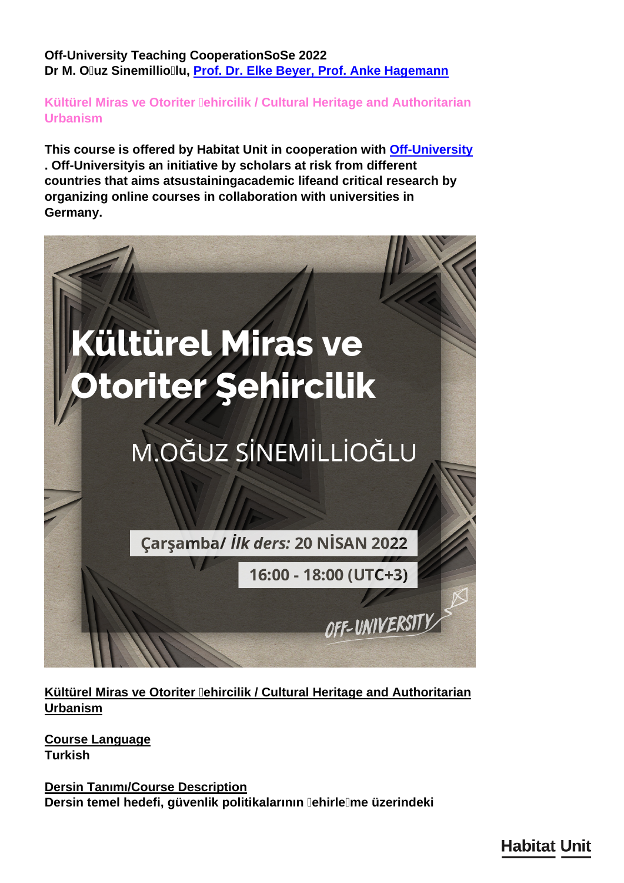**Off-University Teaching CooperationSoSe 2022**
**Dr M. O uz Sinemillio lu, [Prof. Dr. Elke Beyer, Prof. Anke Hagemann]**

## Kültürel Miras ve Otoriter ehircilik / Cultural Heritage and Authoritarian Urbanism

**This course is offered by Habitat Unit in cooperation with [Off-University] . Off-Universityis an initiative by scholars at risk from different countries that aims atsustainingacademic lifeand critical research by organizing online courses in collaboration with universities in Germany.**

**Kültürel Miras ve Otoriter ehircilik / Cultural Heritage and Authoritarian Urbanism**

**Course Language**
**Turkish**

**Dersin Tanımı/Course Description**
**Dersin temel hedefi, güvenlik politikalarının ehirle me üzerindeki**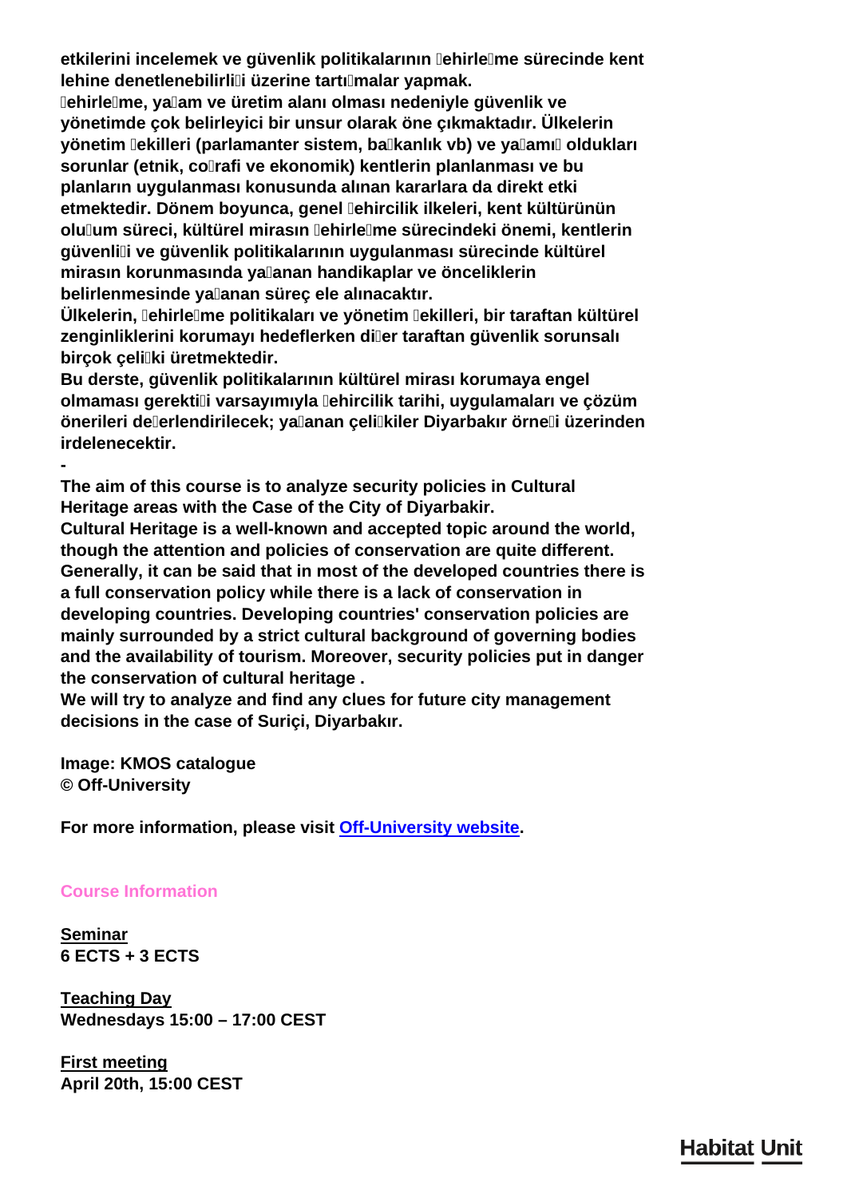**etkilerini incelemek ve güvenlik politikalarının ehirleme sürecinde kent lehine denetlenebilirlii üzerine tartımalar yapmak.**
**ehirleme, yaam ve üretim alanı olması nedeniyle güvenlik ve yönetimde çok belirleyici bir unsur olarak öne çıkmaktadır. Ülkelerin yönetim ekilleri (parlamanter sistem, bakanlık vb) ve yaamı oldukları sorunlar (etnik, corafi ve ekonomik) kentlerin planlanması ve bu planların uygulanması konusunda alınan kararlara da direkt etki etmektedir. Dönem boyunca, genel ehircilik ilkeleri, kent kültürünün oluum süreci, kültürel mirasın ehirleme sürecindeki önemi, kentlerin güvenlii ve güvenlik politikalarının uygulanması sürecinde kültürel mirasın korunmasında yaanan handikaplar ve önceliklerin belirlenmesinde yaanan süreç ele alınacaktır.**
**Ülkelerin, ehirleme politikaları ve yönetim ekilleri, bir taraftan kültürel zenginliklerini korumayı hedeflerken dier taraftan güvenlik sorunsalı birçok çeliki üretmektedir.**
**Bu derste, güvenlik politikalarının kültürel mirası korumaya engel olmaması gerektii varsayımıyla ehircilik tarihi, uygulamaları ve çözüm önerileri deerlendirilecek; yaanan çelikiler Diyarbakır örnei üzerinden irdelenecektir.**
**-**
**The aim of this course is to analyze security policies in Cultural Heritage areas with the Case of the City of Diyarbakir.**
**Cultural Heritage is a well-known and accepted topic around the world, though the attention and policies of conservation are quite different. Generally, it can be said that in most of the developed countries there is a full conservation policy while there is a lack of conservation in developing countries. Developing countries' conservation policies are mainly surrounded by a strict cultural background of governing bodies and the availability of tourism. Moreover, security policies put in danger the conservation of cultural heritage .**
**We will try to analyze and find any clues for future city management decisions in the case of Suriçi, Diyarbakır.**

**Image: KMOS catalogue**
**© Off-University**

**For more information, please visit [Off-University website](#).**

## Course Information

**Seminar**
**6 ECTS + 3 ECTS**

**Teaching Day**
**Wednesdays 15:00 – 17:00 CEST**

**First meeting**
**April 20th, 15:00 CEST**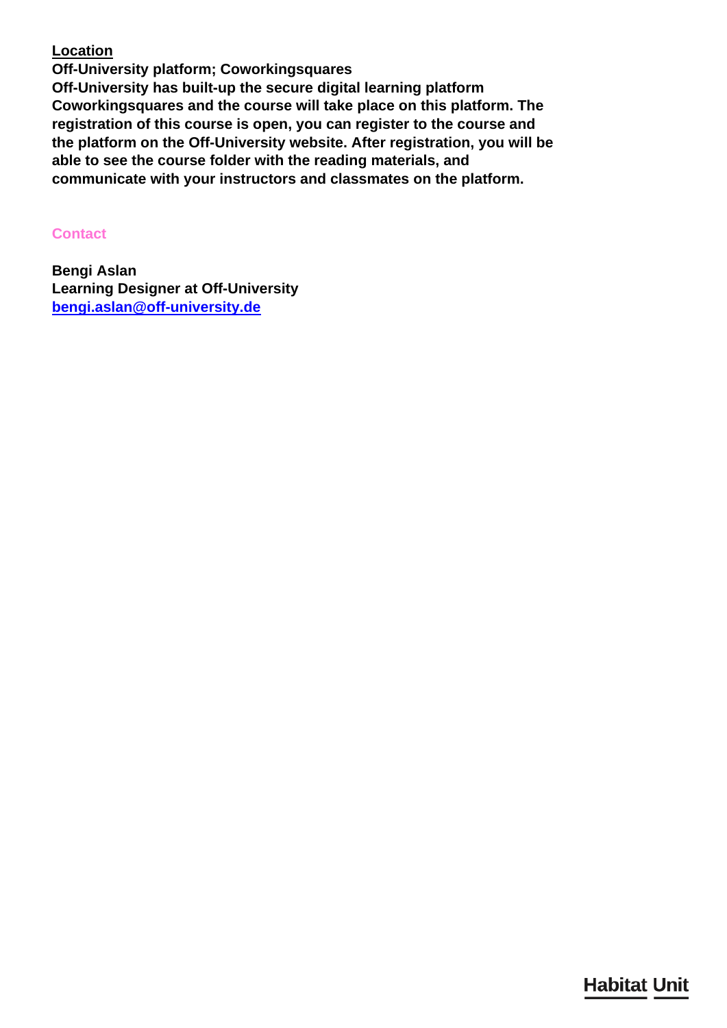**Location**

**Off-University platform; Coworkingsquares**
**Off-University has built-up the secure digital learning platform Coworkingsquares and the course will take place on this platform. The registration of this course is open, you can register to the course and the platform on the Off-University website. After registration, you will be able to see the course folder with the reading materials, and communicate with your instructors and classmates on the platform.**

**Contact**

**Bengi Aslan**
**Learning Designer at Off-University**
**bengi.aslan@off-university.de**